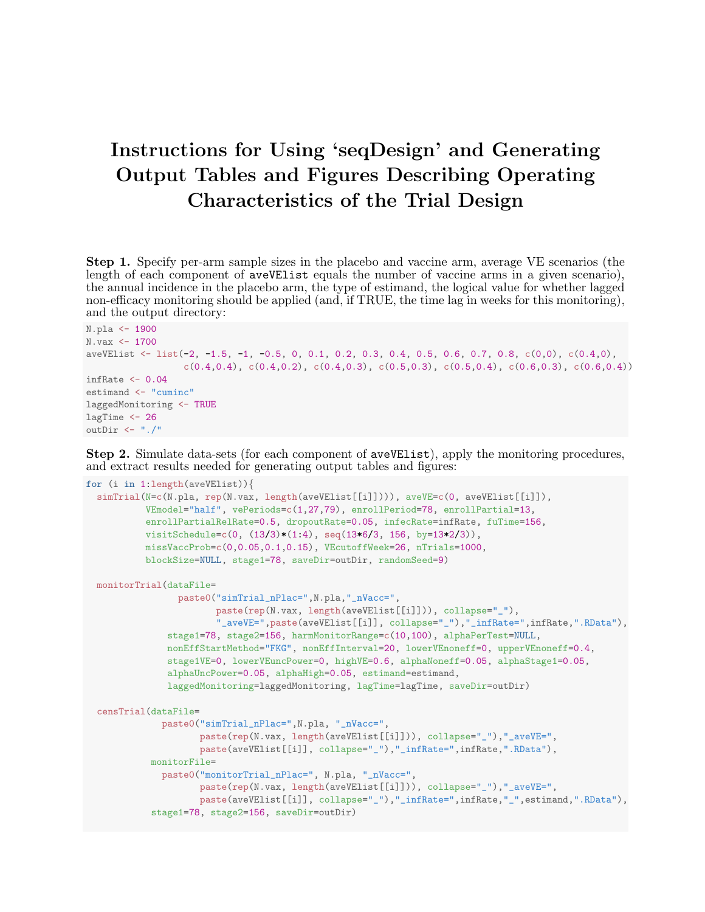# Instructions for Using 'seqDesign' and Generating Output Tables and Figures Describing Operating Characteristics of the Trial Design

**Step 1.** Specify per-arm sample sizes in the placebo and vaccine arm, average VE scenarios (the length of each component of `aveVElist` equals the number of vaccine arms in a given scenario), the annual incidence in the placebo arm, the type of estimand, the logical value for whether lagged non-efficacy monitoring should be applied (and, if TRUE, the time lag in weeks for this monitoring), and the output directory:

```
N.pla <- 1900
N.vax <- 1700
aveVElist <- list(-2, -1.5, -1, -0.5, 0, 0.1, 0.2, 0.3, 0.4, 0.5, 0.6, 0.7, 0.8, c(0,0), c(0.4,0),
                  c(0.4,0.4), c(0.4,0.2), c(0.4,0.3), c(0.5,0.3), c(0.5,0.4), c(0.6,0.3), c(0.6,0.4))
infRate <- 0.04
estimand <- "cuminc"
laggedMonitoring <- TRUE
lagTime <- 26
outDir <- "./"
```

**Step 2.** Simulate data-sets (for each component of `aveVElist`), apply the monitoring procedures, and extract results needed for generating output tables and figures:

```
for (i in 1:length(aveVElist)){
  simTrial(N=c(N.pla, rep(N.vax, length(aveVElist[[i]]))), aveVE=c(0, aveVElist[[i]]),
           VEmodel="half", vePeriods=c(1,27,79), enrollPeriod=78, enrollPartial=13,
           enrollPartialRelRate=0.5, dropoutRate=0.05, infecRate=infRate, fuTime=156,
           visitSchedule=c(0, (13/3)*(1:4), seq(13*6/3, 156, by=13*2/3)),
           missVaccProb=c(0,0.05,0.1,0.15), VEcutoffWeek=26, nTrials=1000,
           blockSize=NULL, stage1=78, saveDir=outDir, randomSeed=9)

  monitorTrial(dataFile=
                 paste0("simTrial_nPlac=",N.pla,"_nVacc=",
                        paste(rep(N.vax, length(aveVElist[[i]])), collapse="_"),
                        "_aveVE=",paste(aveVElist[[i]], collapse="_"),"_infRate=",infRate,".RData"),
               stage1=78, stage2=156, harmMonitorRange=c(10,100), alphaPerTest=NULL,
               nonEffStartMethod="FKG", nonEffInterval=20, lowerVEnoneff=0, upperVEnoneff=0.4,
               stage1VE=0, lowerVEuncPower=0, highVE=0.6, alphaNoneff=0.05, alphaStage1=0.05,
               alphaUncPower=0.05, alphaHigh=0.05, estimand=estimand,
               laggedMonitoring=laggedMonitoring, lagTime=lagTime, saveDir=outDir)

  censTrial(dataFile=
              paste0("simTrial_nPlac=",N.pla, "_nVacc=",
                     paste(rep(N.vax, length(aveVElist[[i]])), collapse="_"),"_aveVE=",
                     paste(aveVElist[[i]], collapse="_"),"_infRate=",infRate,".RData"),
            monitorFile=
              paste0("monitorTrial_nPlac=", N.pla, "_nVacc=",
                     paste(rep(N.vax, length(aveVElist[[i]])), collapse="_"),"_aveVE=",
                     paste(aveVElist[[i]], collapse="_"),"_infRate=",infRate,"_",estimand,".RData"),
            stage1=78, stage2=156, saveDir=outDir)
```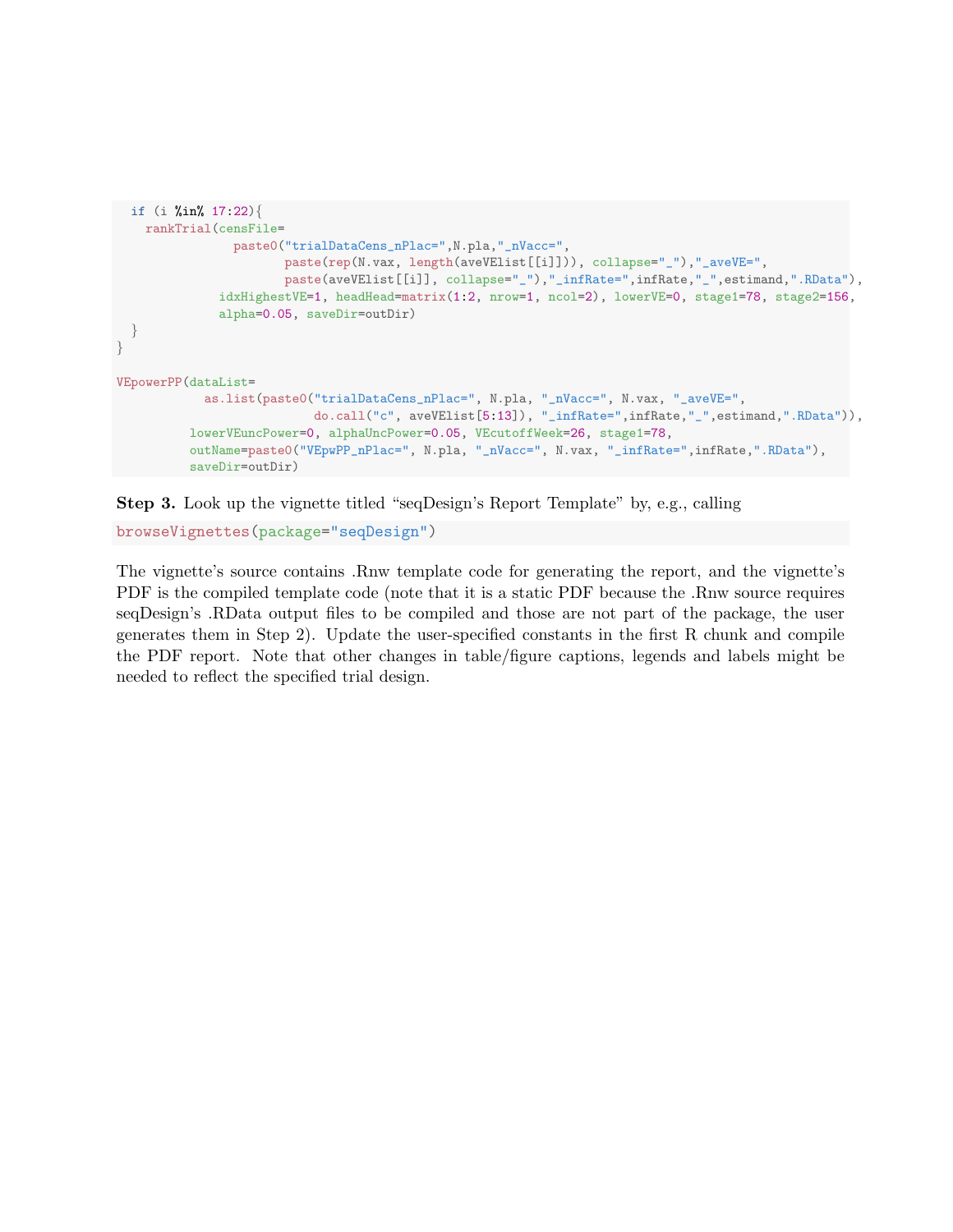```
  if (i %in% 17:22){
    rankTrial(censFile=
                paste0("trialDataCens_nPlac=",N.pla,"_nVacc=",
                       paste(rep(N.vax, length(aveVElist[[i]])), collapse="_"),"_aveVE=",
                       paste(aveVElist[[i]], collapse="_"),"_infRate=",infRate,"_",estimand,".RData"),
              idxHighestVE=1, headHead=matrix(1:2, nrow=1, ncol=2), lowerVE=0, stage1=78, stage2=156,
              alpha=0.05, saveDir=outDir)
  }
}

VEpowerPP(dataList=
            as.list(paste0("trialDataCens_nPlac=", N.pla, "_nVacc=", N.vax, "_aveVE=",
                           do.call("c", aveVElist[5:13]), "_infRate=",infRate,"_",estimand,".RData")),
          lowerVEuncPower=0, alphaUncPower=0.05, VEcutoffWeek=26, stage1=78,
          outName=paste0("VEpwPP_nPlac=", N.pla, "_nVacc=", N.vax, "_infRate=",infRate,".RData"),
          saveDir=outDir)
```

**Step 3.** Look up the vignette titled "seqDesign's Report Template" by, e.g., calling

```
browseVignettes(package="seqDesign")
```

The vignette's source contains .Rnw template code for generating the report, and the vignette's PDF is the compiled template code (note that it is a static PDF because the .Rnw source requires seqDesign's .RData output files to be compiled and those are not part of the package, the user generates them in Step 2). Update the user-specified constants in the first R chunk and compile the PDF report. Note that other changes in table/figure captions, legends and labels might be needed to reflect the specified trial design.